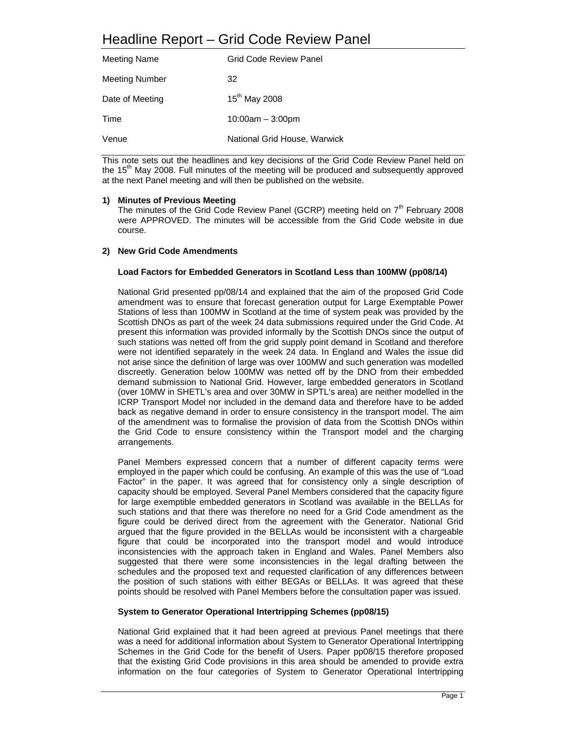# Headline Report – Grid Code Review Panel

| Meeting Name | Grid Code Review Panel |
|---|---|
| Meeting Number | 32 |
| Date of Meeting | 15th May 2008 |
| Time | 10:00am – 3:00pm |
| Venue | National Grid House, Warwick |

This note sets out the headlines and key decisions of the Grid Code Review Panel held on the 15th May 2008. Full minutes of the meeting will be produced and subsequently approved at the next Panel meeting and will then be published on the website.

**1) Minutes of Previous Meeting**

The minutes of the Grid Code Review Panel (GCRP) meeting held on 7th February 2008 were APPROVED. The minutes will be accessible from the Grid Code website in due course.

**2) New Grid Code Amendments**

**Load Factors for Embedded Generators in Scotland Less than 100MW (pp08/14)**

National Grid presented pp/08/14 and explained that the aim of the proposed Grid Code amendment was to ensure that forecast generation output for Large Exemptable Power Stations of less than 100MW in Scotland at the time of system peak was provided by the Scottish DNOs as part of the week 24 data submissions required under the Grid Code. At present this information was provided informally by the Scottish DNOs since the output of such stations was netted off from the grid supply point demand in Scotland and therefore were not identified separately in the week 24 data. In England and Wales the issue did not arise since the definition of large was over 100MW and such generation was modelled discreetly. Generation below 100MW was netted off by the DNO from their embedded demand submission to National Grid. However, large embedded generators in Scotland (over 10MW in SHETL's area and over 30MW in SPTL's area) are neither modelled in the ICRP Transport Model nor included in the demand data and therefore have to be added back as negative demand in order to ensure consistency in the transport model. The aim of the amendment was to formalise the provision of data from the Scottish DNOs within the Grid Code to ensure consistency within the Transport model and the charging arrangements.

Panel Members expressed concern that a number of different capacity terms were employed in the paper which could be confusing. An example of this was the use of "Load Factor" in the paper. It was agreed that for consistency only a single description of capacity should be employed. Several Panel Members considered that the capacity figure for large exemptible embedded generators in Scotland was available in the BELLAs for such stations and that there was therefore no need for a Grid Code amendment as the figure could be derived direct from the agreement with the Generator. National Grid argued that the figure provided in the BELLAs would be inconsistent with a chargeable figure that could be incorporated into the transport model and would introduce inconsistencies with the approach taken in England and Wales. Panel Members also suggested that there were some inconsistencies in the legal drafting between the schedules and the proposed text and requested clarification of any differences between the position of such stations with either BEGAs or BELLAs. It was agreed that these points should be resolved with Panel Members before the consultation paper was issued.

**System to Generator Operational Intertripping Schemes (pp08/15)**

National Grid explained that it had been agreed at previous Panel meetings that there was a need for additional information about System to Generator Operational Intertripping Schemes in the Grid Code for the benefit of Users. Paper pp08/15 therefore proposed that the existing Grid Code provisions in this area should be amended to provide extra information on the four categories of System to Generator Operational Intertripping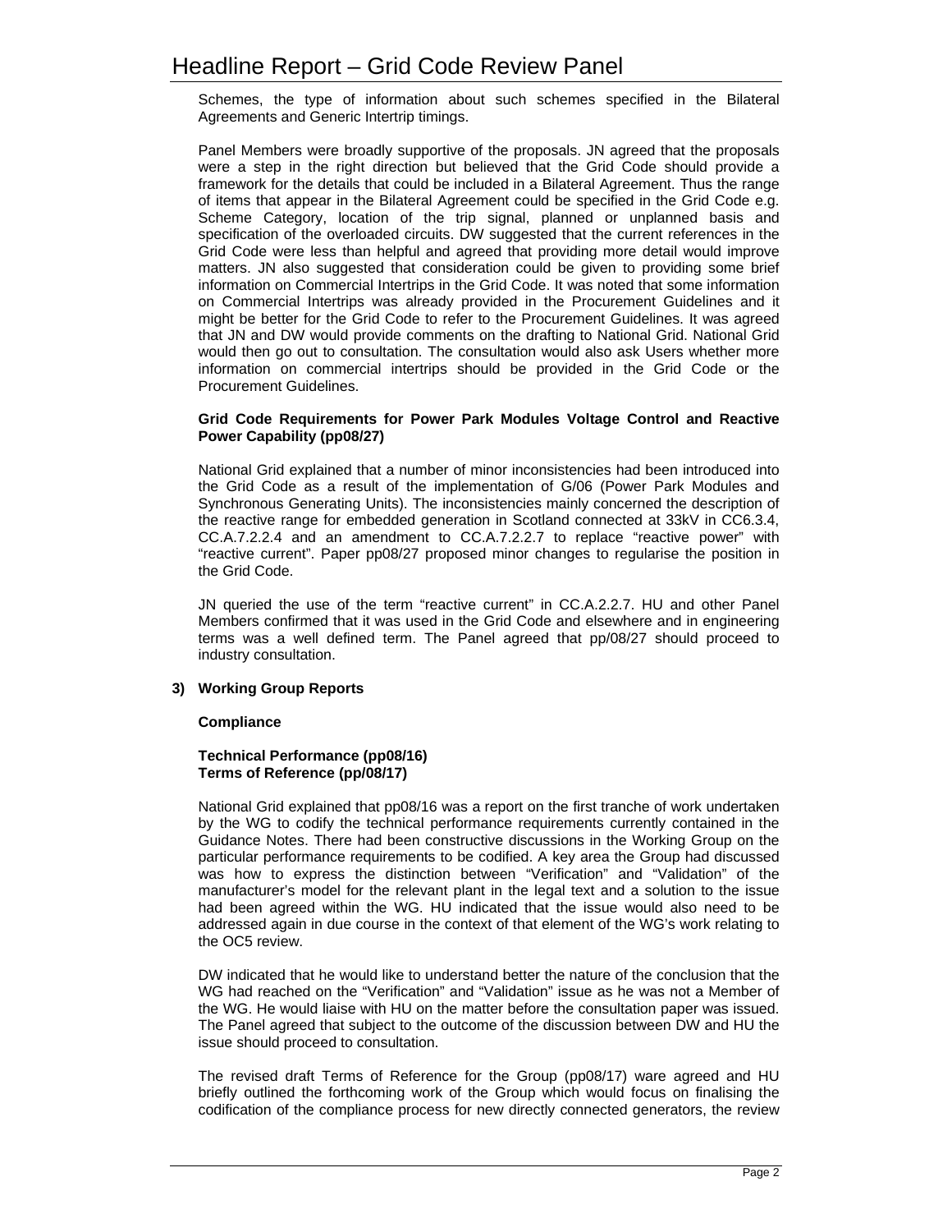Schemes, the type of information about such schemes specified in the Bilateral Agreements and Generic Intertrip timings.

Panel Members were broadly supportive of the proposals. JN agreed that the proposals were a step in the right direction but believed that the Grid Code should provide a framework for the details that could be included in a Bilateral Agreement. Thus the range of items that appear in the Bilateral Agreement could be specified in the Grid Code e.g. Scheme Category, location of the trip signal, planned or unplanned basis and specification of the overloaded circuits. DW suggested that the current references in the Grid Code were less than helpful and agreed that providing more detail would improve matters. JN also suggested that consideration could be given to providing some brief information on Commercial Intertrips in the Grid Code. It was noted that some information on Commercial Intertrips was already provided in the Procurement Guidelines and it might be better for the Grid Code to refer to the Procurement Guidelines. It was agreed that JN and DW would provide comments on the drafting to National Grid. National Grid would then go out to consultation. The consultation would also ask Users whether more information on commercial intertrips should be provided in the Grid Code or the Procurement Guidelines.

**Grid Code Requirements for Power Park Modules Voltage Control and Reactive Power Capability (pp08/27)**

National Grid explained that a number of minor inconsistencies had been introduced into the Grid Code as a result of the implementation of G/06 (Power Park Modules and Synchronous Generating Units). The inconsistencies mainly concerned the description of the reactive range for embedded generation in Scotland connected at 33kV in CC6.3.4, CC.A.7.2.2.4 and an amendment to CC.A.7.2.2.7 to replace "reactive power" with "reactive current". Paper pp08/27 proposed minor changes to regularise the position in the Grid Code.

JN queried the use of the term "reactive current" in CC.A.2.2.7. HU and other Panel Members confirmed that it was used in the Grid Code and elsewhere and in engineering terms was a well defined term. The Panel agreed that pp/08/27 should proceed to industry consultation.

**3) Working Group Reports**

**Compliance**

**Technical Performance (pp08/16)**
**Terms of Reference (pp/08/17)**

National Grid explained that pp08/16 was a report on the first tranche of work undertaken by the WG to codify the technical performance requirements currently contained in the Guidance Notes. There had been constructive discussions in the Working Group on the particular performance requirements to be codified. A key area the Group had discussed was how to express the distinction between "Verification" and "Validation" of the manufacturer's model for the relevant plant in the legal text and a solution to the issue had been agreed within the WG. HU indicated that the issue would also need to be addressed again in due course in the context of that element of the WG's work relating to the OC5 review.

DW indicated that he would like to understand better the nature of the conclusion that the WG had reached on the "Verification" and "Validation" issue as he was not a Member of the WG. He would liaise with HU on the matter before the consultation paper was issued. The Panel agreed that subject to the outcome of the discussion between DW and HU the issue should proceed to consultation.

The revised draft Terms of Reference for the Group (pp08/17) were agreed and HU briefly outlined the forthcoming work of the Group which would focus on finalising the codification of the compliance process for new directly connected generators, the review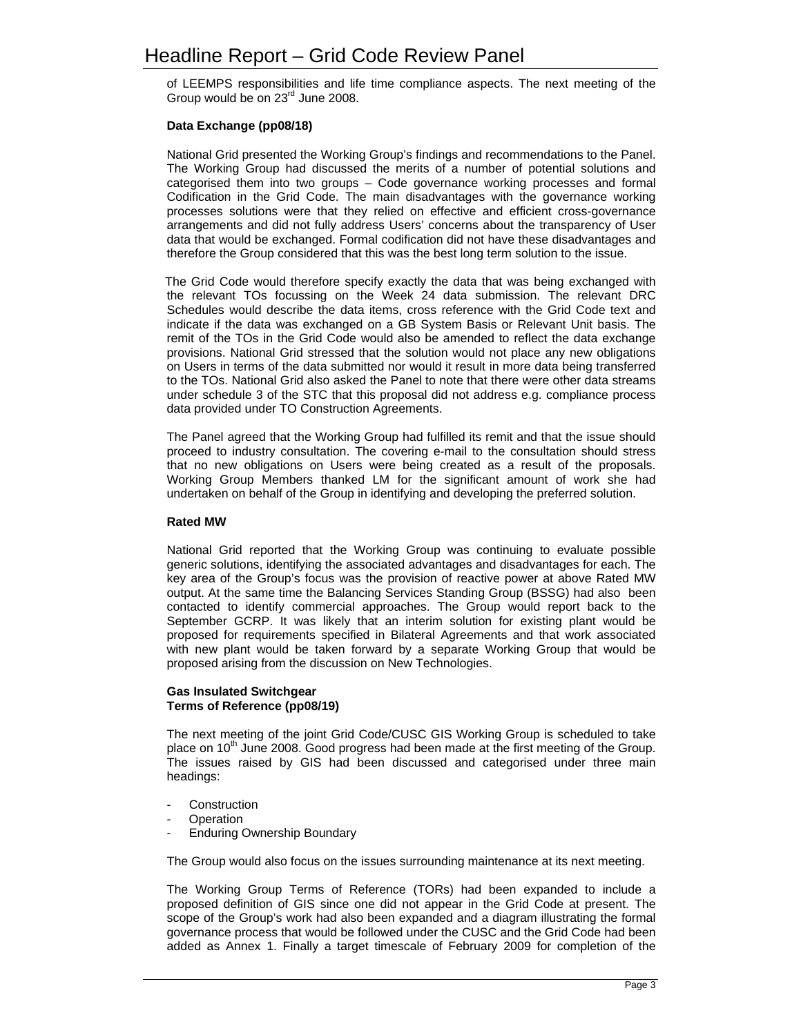of LEEMPS responsibilities and life time compliance aspects. The next meeting of the Group would be on 23rd June 2008.

**Data Exchange (pp08/18)**

National Grid presented the Working Group's findings and recommendations to the Panel. The Working Group had discussed the merits of a number of potential solutions and categorised them into two groups – Code governance working processes and formal Codification in the Grid Code. The main disadvantages with the governance working processes solutions were that they relied on effective and efficient cross-governance arrangements and did not fully address Users' concerns about the transparency of User data that would be exchanged. Formal codification did not have these disadvantages and therefore the Group considered that this was the best long term solution to the issue.

The Grid Code would therefore specify exactly the data that was being exchanged with the relevant TOs focussing on the Week 24 data submission. The relevant DRC Schedules would describe the data items, cross reference with the Grid Code text and indicate if the data was exchanged on a GB System Basis or Relevant Unit basis. The remit of the TOs in the Grid Code would also be amended to reflect the data exchange provisions. National Grid stressed that the solution would not place any new obligations on Users in terms of the data submitted nor would it result in more data being transferred to the TOs. National Grid also asked the Panel to note that there were other data streams under schedule 3 of the STC that this proposal did not address e.g. compliance process data provided under TO Construction Agreements.

The Panel agreed that the Working Group had fulfilled its remit and that the issue should proceed to industry consultation. The covering e-mail to the consultation should stress that no new obligations on Users were being created as a result of the proposals. Working Group Members thanked LM for the significant amount of work she had undertaken on behalf of the Group in identifying and developing the preferred solution.

**Rated MW**

National Grid reported that the Working Group was continuing to evaluate possible generic solutions, identifying the associated advantages and disadvantages for each. The key area of the Group's focus was the provision of reactive power at above Rated MW output. At the same time the Balancing Services Standing Group (BSSG) had also been contacted to identify commercial approaches. The Group would report back to the September GCRP. It was likely that an interim solution for existing plant would be proposed for requirements specified in Bilateral Agreements and that work associated with new plant would be taken forward by a separate Working Group that would be proposed arising from the discussion on New Technologies.

**Gas Insulated Switchgear**
**Terms of Reference (pp08/19)**

The next meeting of the joint Grid Code/CUSC GIS Working Group is scheduled to take place on 10th June 2008. Good progress had been made at the first meeting of the Group. The issues raised by GIS had been discussed and categorised under three main headings:

- Construction
- Operation
- Enduring Ownership Boundary

The Group would also focus on the issues surrounding maintenance at its next meeting.

The Working Group Terms of Reference (TORs) had been expanded to include a proposed definition of GIS since one did not appear in the Grid Code at present. The scope of the Group's work had also been expanded and a diagram illustrating the formal governance process that would be followed under the CUSC and the Grid Code had been added as Annex 1. Finally a target timescale of February 2009 for completion of the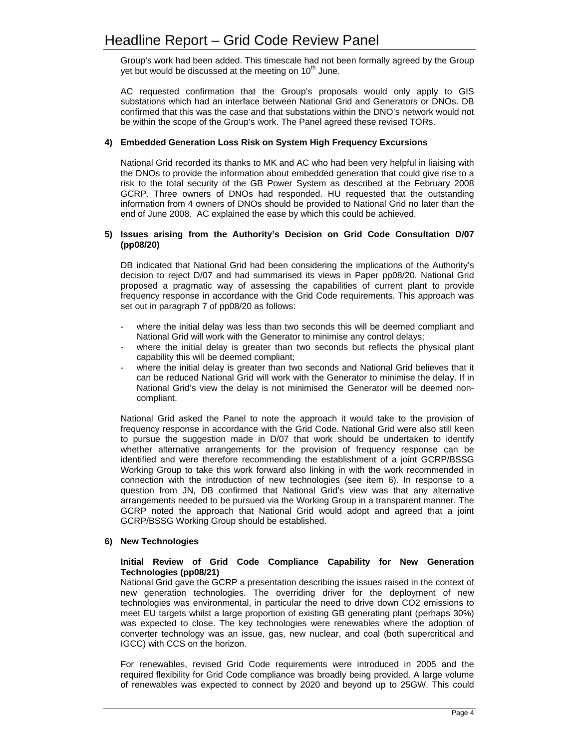Group's work had been added. This timescale had not been formally agreed by the Group yet but would be discussed at the meeting on 10th June.

AC requested confirmation that the Group's proposals would only apply to GIS substations which had an interface between National Grid and Generators or DNOs. DB confirmed that this was the case and that substations within the DNO's network would not be within the scope of the Group's work. The Panel agreed these revised TORs.

**4) Embedded Generation Loss Risk on System High Frequency Excursions**

National Grid recorded its thanks to MK and AC who had been very helpful in liaising with the DNOs to provide the information about embedded generation that could give rise to a risk to the total security of the GB Power System as described at the February 2008 GCRP. Three owners of DNOs had responded. HU requested that the outstanding information from 4 owners of DNOs should be provided to National Grid no later than the end of June 2008. AC explained the ease by which this could be achieved.

**5) Issues arising from the Authority's Decision on Grid Code Consultation D/07 (pp08/20)**

DB indicated that National Grid had been considering the implications of the Authority's decision to reject D/07 and had summarised its views in Paper pp08/20. National Grid proposed a pragmatic way of assessing the capabilities of current plant to provide frequency response in accordance with the Grid Code requirements. This approach was set out in paragraph 7 of pp08/20 as follows:

- where the initial delay was less than two seconds this will be deemed compliant and National Grid will work with the Generator to minimise any control delays;
- where the initial delay is greater than two seconds but reflects the physical plant capability this will be deemed compliant;
- where the initial delay is greater than two seconds and National Grid believes that it can be reduced National Grid will work with the Generator to minimise the delay. If in National Grid's view the delay is not minimised the Generator will be deemed non-compliant.

National Grid asked the Panel to note the approach it would take to the provision of frequency response in accordance with the Grid Code. National Grid were also still keen to pursue the suggestion made in D/07 that work should be undertaken to identify whether alternative arrangements for the provision of frequency response can be identified and were therefore recommending the establishment of a joint GCRP/BSSG Working Group to take this work forward also linking in with the work recommended in connection with the introduction of new technologies (see item 6). In response to a question from JN, DB confirmed that National Grid's view was that any alternative arrangements needed to be pursued via the Working Group in a transparent manner. The GCRP noted the approach that National Grid would adopt and agreed that a joint GCRP/BSSG Working Group should be established.

**6) New Technologies**

**Initial Review of Grid Code Compliance Capability for New Generation Technologies (pp08/21)**

National Grid gave the GCRP a presentation describing the issues raised in the context of new generation technologies. The overriding driver for the deployment of new technologies was environmental, in particular the need to drive down $CO_2$ emissions to meet EU targets whilst a large proportion of existing GB generating plant (perhaps 30%) was expected to close. The key technologies were renewables where the adoption of converter technology was an issue, gas, new nuclear, and coal (both supercritical and IGCC) with CCS on the horizon.

For renewables, revised Grid Code requirements were introduced in 2005 and the required flexibility for Grid Code compliance was broadly being provided. A large volume of renewables was expected to connect by 2020 and beyond up to 25GW. This could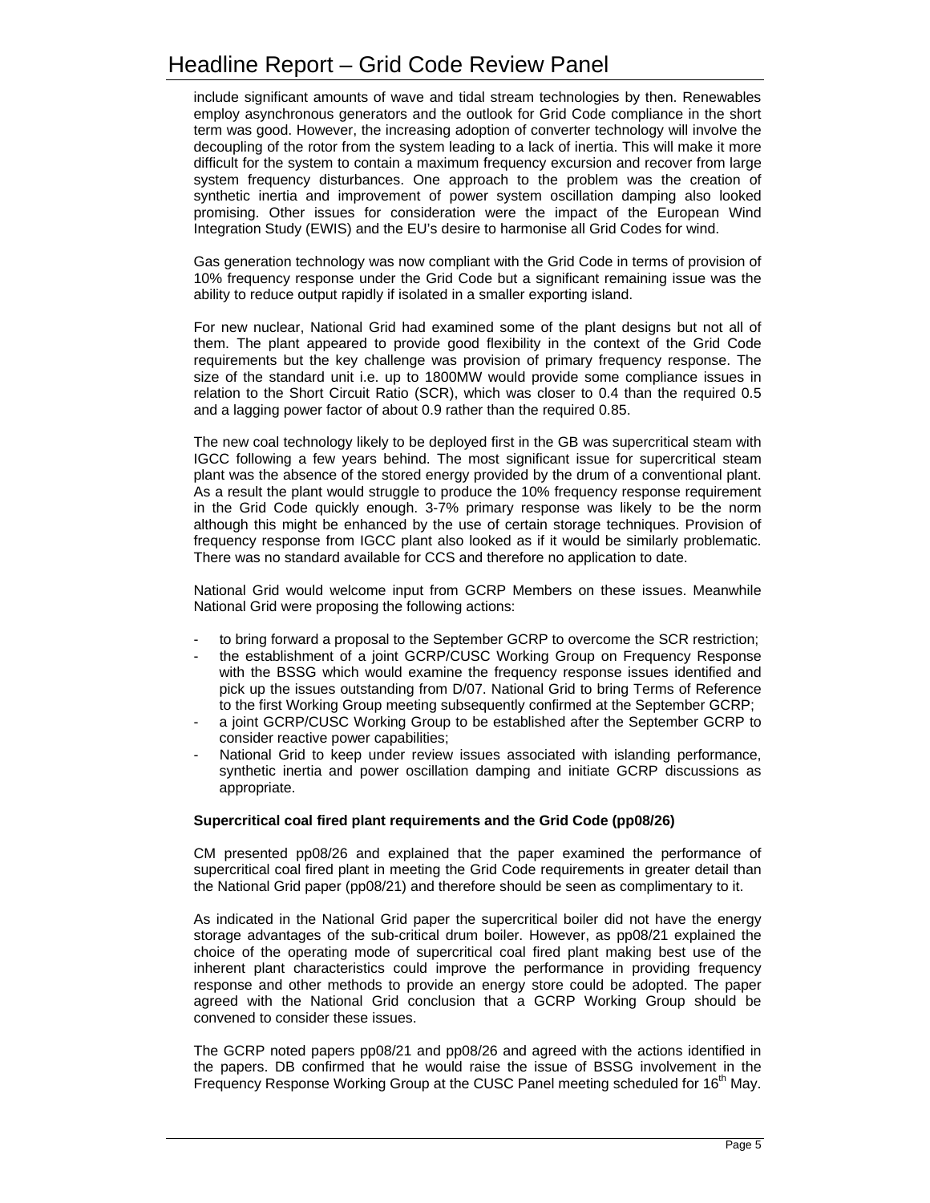include significant amounts of wave and tidal stream technologies by then. Renewables employ asynchronous generators and the outlook for Grid Code compliance in the short term was good. However, the increasing adoption of converter technology will involve the decoupling of the rotor from the system leading to a lack of inertia. This will make it more difficult for the system to contain a maximum frequency excursion and recover from large system frequency disturbances. One approach to the problem was the creation of synthetic inertia and improvement of power system oscillation damping also looked promising. Other issues for consideration were the impact of the European Wind Integration Study (EWIS) and the EU's desire to harmonise all Grid Codes for wind.

Gas generation technology was now compliant with the Grid Code in terms of provision of 10% frequency response under the Grid Code but a significant remaining issue was the ability to reduce output rapidly if isolated in a smaller exporting island.

For new nuclear, National Grid had examined some of the plant designs but not all of them. The plant appeared to provide good flexibility in the context of the Grid Code requirements but the key challenge was provision of primary frequency response. The size of the standard unit i.e. up to 1800MW would provide some compliance issues in relation to the Short Circuit Ratio (SCR), which was closer to 0.4 than the required 0.5 and a lagging power factor of about 0.9 rather than the required 0.85.

The new coal technology likely to be deployed first in the GB was supercritical steam with IGCC following a few years behind. The most significant issue for supercritical steam plant was the absence of the stored energy provided by the drum of a conventional plant. As a result the plant would struggle to produce the 10% frequency response requirement in the Grid Code quickly enough. 3-7% primary response was likely to be the norm although this might be enhanced by the use of certain storage techniques. Provision of frequency response from IGCC plant also looked as if it would be similarly problematic. There was no standard available for CCS and therefore no application to date.

National Grid would welcome input from GCRP Members on these issues. Meanwhile National Grid were proposing the following actions:

- to bring forward a proposal to the September GCRP to overcome the SCR restriction;
- the establishment of a joint GCRP/CUSC Working Group on Frequency Response with the BSSG which would examine the frequency response issues identified and pick up the issues outstanding from D/07. National Grid to bring Terms of Reference to the first Working Group meeting subsequently confirmed at the September GCRP;
- a joint GCRP/CUSC Working Group to be established after the September GCRP to consider reactive power capabilities;
- National Grid to keep under review issues associated with islanding performance, synthetic inertia and power oscillation damping and initiate GCRP discussions as appropriate.

**Supercritical coal fired plant requirements and the Grid Code (pp08/26)**

CM presented pp08/26 and explained that the paper examined the performance of supercritical coal fired plant in meeting the Grid Code requirements in greater detail than the National Grid paper (pp08/21) and therefore should be seen as complimentary to it.

As indicated in the National Grid paper the supercritical boiler did not have the energy storage advantages of the sub-critical drum boiler. However, as pp08/21 explained the choice of the operating mode of supercritical coal fired plant making best use of the inherent plant characteristics could improve the performance in providing frequency response and other methods to provide an energy store could be adopted. The paper agreed with the National Grid conclusion that a GCRP Working Group should be convened to consider these issues.

The GCRP noted papers pp08/21 and pp08/26 and agreed with the actions identified in the papers. DB confirmed that he would raise the issue of BSSG involvement in the Frequency Response Working Group at the CUSC Panel meeting scheduled for 16th May.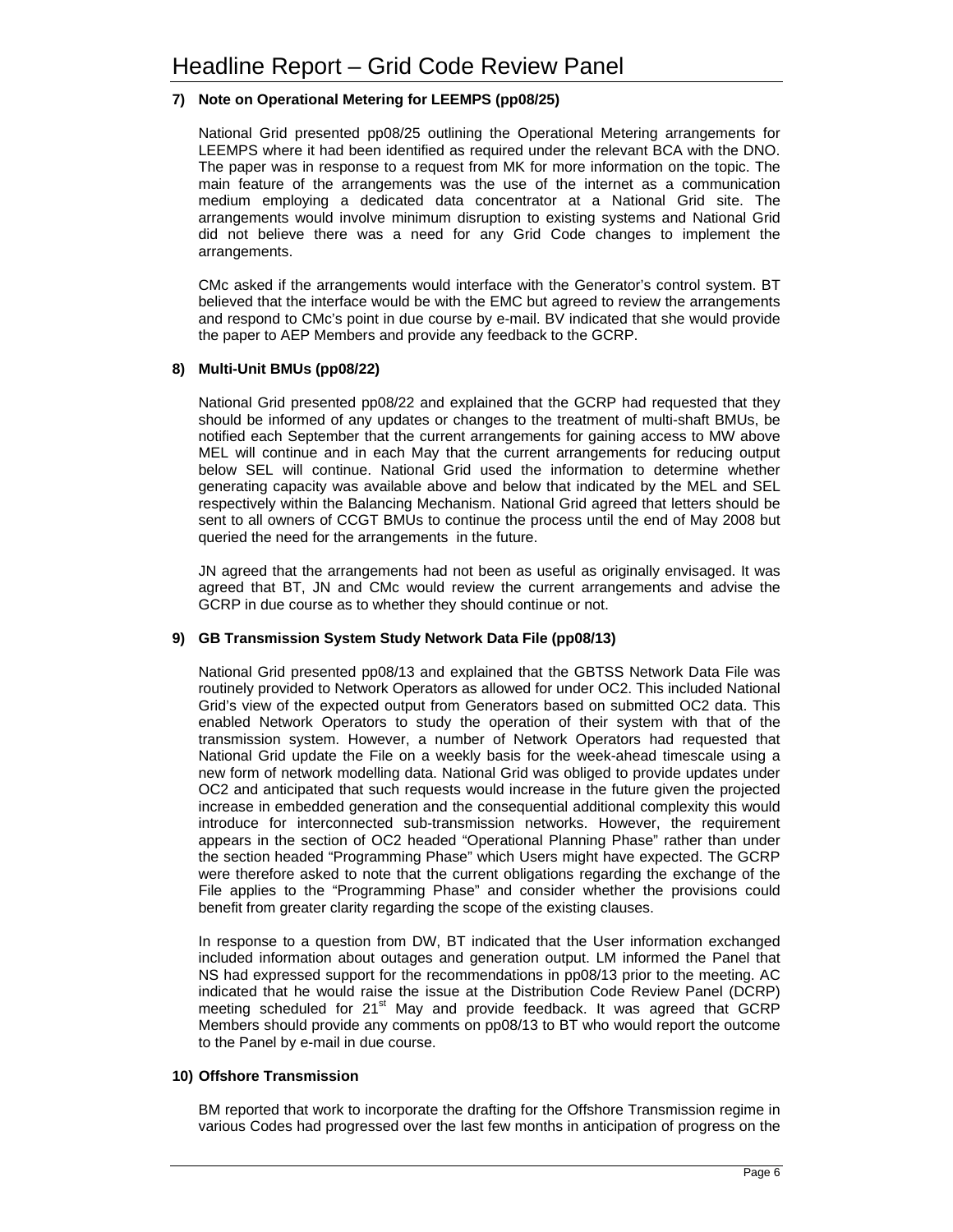### 7) Note on Operational Metering for LEEMPS (pp08/25)

National Grid presented pp08/25 outlining the Operational Metering arrangements for LEEMPS where it had been identified as required under the relevant BCA with the DNO. The paper was in response to a request from MK for more information on the topic. The main feature of the arrangements was the use of the internet as a communication medium employing a dedicated data concentrator at a National Grid site. The arrangements would involve minimum disruption to existing systems and National Grid did not believe there was a need for any Grid Code changes to implement the arrangements.

CMc asked if the arrangements would interface with the Generator's control system. BT believed that the interface would be with the EMC but agreed to review the arrangements and respond to CMc's point in due course by e-mail. BV indicated that she would provide the paper to AEP Members and provide any feedback to the GCRP.

### 8) Multi-Unit BMUs (pp08/22)

National Grid presented pp08/22 and explained that the GCRP had requested that they should be informed of any updates or changes to the treatment of multi-shaft BMUs, be notified each September that the current arrangements for gaining access to MW above MEL will continue and in each May that the current arrangements for reducing output below SEL will continue. National Grid used the information to determine whether generating capacity was available above and below that indicated by the MEL and SEL respectively within the Balancing Mechanism. National Grid agreed that letters should be sent to all owners of CCGT BMUs to continue the process until the end of May 2008 but queried the need for the arrangements in the future.

JN agreed that the arrangements had not been as useful as originally envisaged. It was agreed that BT, JN and CMc would review the current arrangements and advise the GCRP in due course as to whether they should continue or not.

### 9) GB Transmission System Study Network Data File (pp08/13)

National Grid presented pp08/13 and explained that the GBTSS Network Data File was routinely provided to Network Operators as allowed for under OC2. This included National Grid's view of the expected output from Generators based on submitted OC2 data. This enabled Network Operators to study the operation of their system with that of the transmission system. However, a number of Network Operators had requested that National Grid update the File on a weekly basis for the week-ahead timescale using a new form of network modelling data. National Grid was obliged to provide updates under OC2 and anticipated that such requests would increase in the future given the projected increase in embedded generation and the consequential additional complexity this would introduce for interconnected sub-transmission networks. However, the requirement appears in the section of OC2 headed "Operational Planning Phase" rather than under the section headed "Programming Phase" which Users might have expected. The GCRP were therefore asked to note that the current obligations regarding the exchange of the File applies to the "Programming Phase" and consider whether the provisions could benefit from greater clarity regarding the scope of the existing clauses.

In response to a question from DW, BT indicated that the User information exchanged included information about outages and generation output. LM informed the Panel that NS had expressed support for the recommendations in pp08/13 prior to the meeting. AC indicated that he would raise the issue at the Distribution Code Review Panel (DCRP) meeting scheduled for 21st May and provide feedback. It was agreed that GCRP Members should provide any comments on pp08/13 to BT who would report the outcome to the Panel by e-mail in due course.

### 10) Offshore Transmission

BM reported that work to incorporate the drafting for the Offshore Transmission regime in various Codes had progressed over the last few months in anticipation of progress on the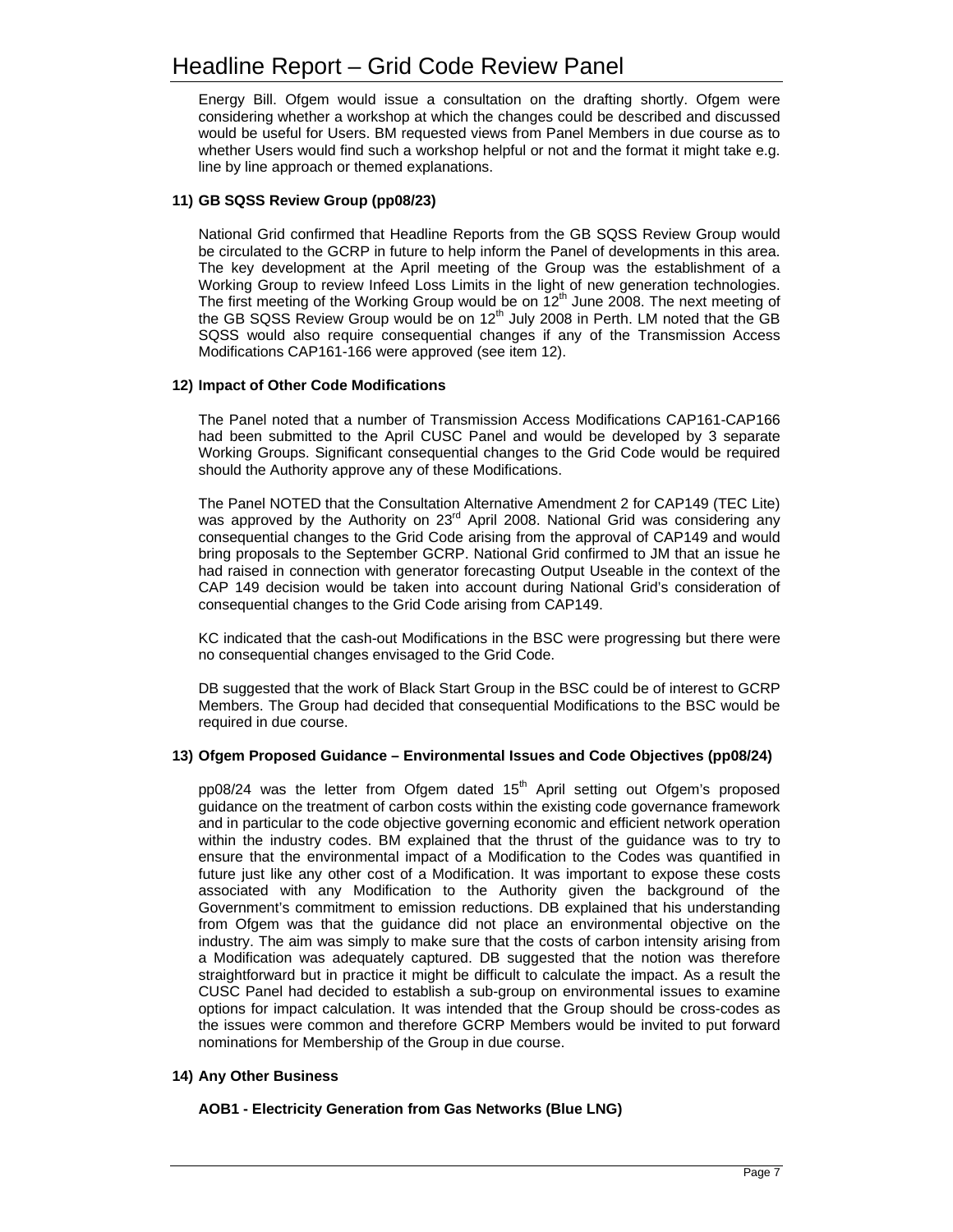Energy Bill. Ofgem would issue a consultation on the drafting shortly. Ofgem were considering whether a workshop at which the changes could be described and discussed would be useful for Users. BM requested views from Panel Members in due course as to whether Users would find such a workshop helpful or not and the format it might take e.g. line by line approach or themed explanations.

**11) GB SQSS Review Group (pp08/23)**

National Grid confirmed that Headline Reports from the GB SQSS Review Group would be circulated to the GCRP in future to help inform the Panel of developments in this area. The key development at the April meeting of the Group was the establishment of a Working Group to review Infeed Loss Limits in the light of new generation technologies. The first meeting of the Working Group would be on 12th June 2008. The next meeting of the GB SQSS Review Group would be on 12th July 2008 in Perth. LM noted that the GB SQSS would also require consequential changes if any of the Transmission Access Modifications CAP161-166 were approved (see item 12).

**12) Impact of Other Code Modifications**

The Panel noted that a number of Transmission Access Modifications CAP161-CAP166 had been submitted to the April CUSC Panel and would be developed by 3 separate Working Groups. Significant consequential changes to the Grid Code would be required should the Authority approve any of these Modifications.

The Panel NOTED that the Consultation Alternative Amendment 2 for CAP149 (TEC Lite) was approved by the Authority on 23rd April 2008. National Grid was considering any consequential changes to the Grid Code arising from the approval of CAP149 and would bring proposals to the September GCRP. National Grid confirmed to JM that an issue he had raised in connection with generator forecasting Output Useable in the context of the CAP 149 decision would be taken into account during National Grid's consideration of consequential changes to the Grid Code arising from CAP149.

KC indicated that the cash-out Modifications in the BSC were progressing but there were no consequential changes envisaged to the Grid Code.

DB suggested that the work of Black Start Group in the BSC could be of interest to GCRP Members. The Group had decided that consequential Modifications to the BSC would be required in due course.

**13) Ofgem Proposed Guidance – Environmental Issues and Code Objectives (pp08/24)**

pp08/24 was the letter from Ofgem dated 15th April setting out Ofgem's proposed guidance on the treatment of carbon costs within the existing code governance framework and in particular to the code objective governing economic and efficient network operation within the industry codes. BM explained that the thrust of the guidance was to try to ensure that the environmental impact of a Modification to the Codes was quantified in future just like any other cost of a Modification. It was important to expose these costs associated with any Modification to the Authority given the background of the Government's commitment to emission reductions. DB explained that his understanding from Ofgem was that the guidance did not place an environmental objective on the industry. The aim was simply to make sure that the costs of carbon intensity arising from a Modification was adequately captured. DB suggested that the notion was therefore straightforward but in practice it might be difficult to calculate the impact. As a result the CUSC Panel had decided to establish a sub-group on environmental issues to examine options for impact calculation. It was intended that the Group should be cross-codes as the issues were common and therefore GCRP Members would be invited to put forward nominations for Membership of the Group in due course.

**14) Any Other Business**

**AOB1 - Electricity Generation from Gas Networks (Blue LNG)**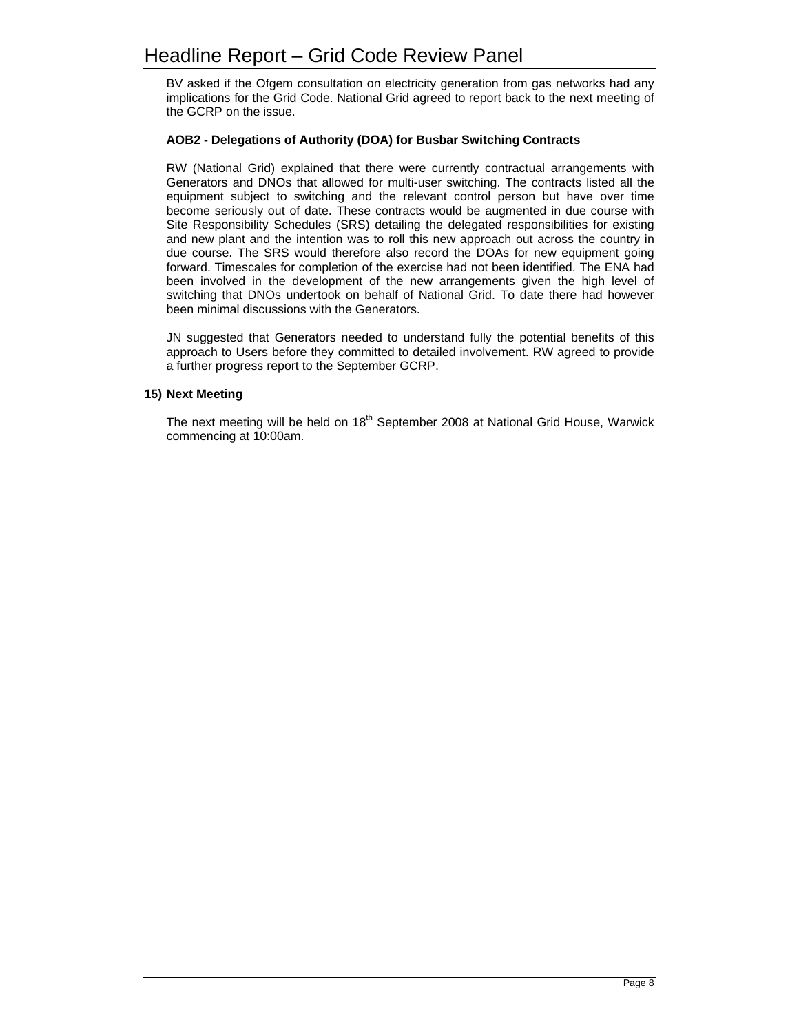BV asked if the Ofgem consultation on electricity generation from gas networks had any implications for the Grid Code. National Grid agreed to report back to the next meeting of the GCRP on the issue.

**AOB2 - Delegations of Authority (DOA) for Busbar Switching Contracts**

RW (National Grid) explained that there were currently contractual arrangements with Generators and DNOs that allowed for multi-user switching. The contracts listed all the equipment subject to switching and the relevant control person but have over time become seriously out of date. These contracts would be augmented in due course with Site Responsibility Schedules (SRS) detailing the delegated responsibilities for existing and new plant and the intention was to roll this new approach out across the country in due course. The SRS would therefore also record the DOAs for new equipment going forward. Timescales for completion of the exercise had not been identified. The ENA had been involved in the development of the new arrangements given the high level of switching that DNOs undertook on behalf of National Grid. To date there had however been minimal discussions with the Generators.

JN suggested that Generators needed to understand fully the potential benefits of this approach to Users before they committed to detailed involvement. RW agreed to provide a further progress report to the September GCRP.

**15) Next Meeting**

The next meeting will be held on 18th September 2008 at National Grid House, Warwick commencing at 10:00am.